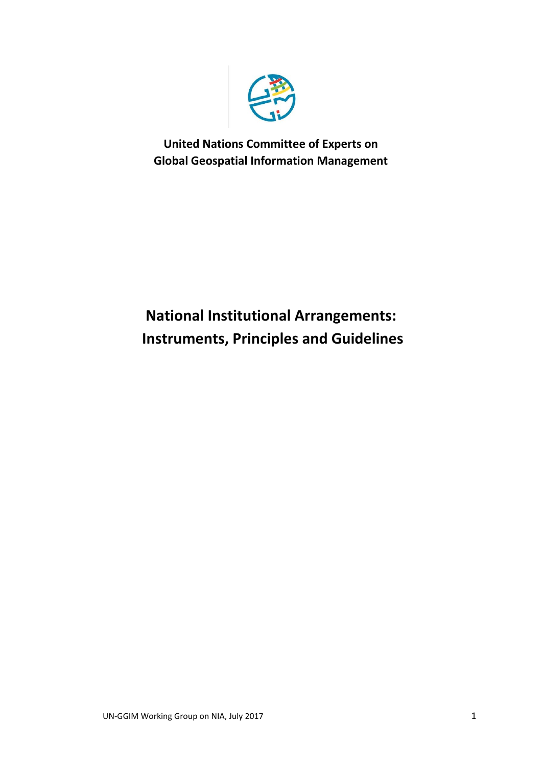**United Nations Committee of Experts on Global Geospatial Information Management**

# National Institutional Arrangements: Instruments, Principles and Guidelines

UN-GGIM Working Group on NIA, July 2017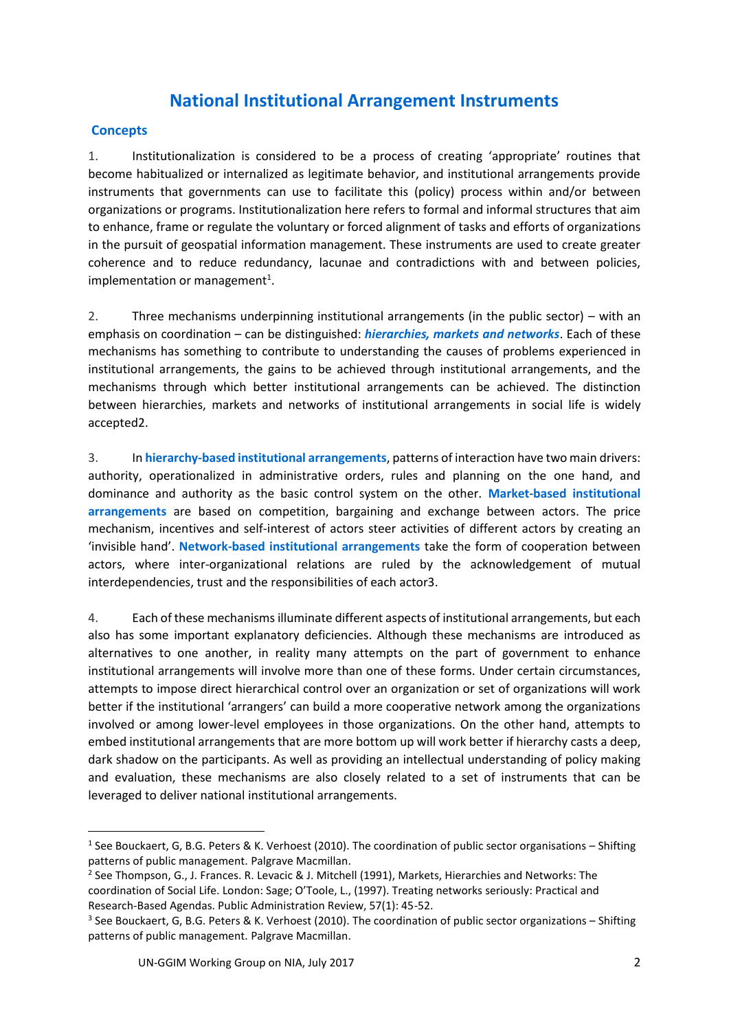# National Institutional Arrangement Instruments

## Concepts

1. Institutionalization is considered to be a process of creating 'appropriate' routines that become habitualized or internalized as legitimate behavior, and institutional arrangements provide instruments that governments can use to facilitate this (policy) process within and/or between organizations or programs. Institutionalization here refers to formal and informal structures that aim to enhance, frame or regulate the voluntary or forced alignment of tasks and efforts of organizations in the pursuit of geospatial information management. These instruments are used to create greater coherence and to reduce redundancy, lacunae and contradictions with and between policies, implementation or management[1].

2. Three mechanisms underpinning institutional arrangements (in the public sector) – with an emphasis on coordination – can be distinguished: ***hierarchies, markets and networks***. Each of these mechanisms has something to contribute to understanding the causes of problems experienced in institutional arrangements, the gains to be achieved through institutional arrangements, and the mechanisms through which better institutional arrangements can be achieved. The distinction between hierarchies, markets and networks of institutional arrangements in social life is widely accepted2.

3. In **hierarchy-based institutional arrangements**, patterns of interaction have two main drivers: authority, operationalized in administrative orders, rules and planning on the one hand, and dominance and authority as the basic control system on the other. **Market-based institutional arrangements** are based on competition, bargaining and exchange between actors. The price mechanism, incentives and self-interest of actors steer activities of different actors by creating an 'invisible hand'. **Network-based institutional arrangements** take the form of cooperation between actors, where inter-organizational relations are ruled by the acknowledgement of mutual interdependencies, trust and the responsibilities of each actor3.

4. Each of these mechanisms illuminate different aspects of institutional arrangements, but each also has some important explanatory deficiencies. Although these mechanisms are introduced as alternatives to one another, in reality many attempts on the part of government to enhance institutional arrangements will involve more than one of these forms. Under certain circumstances, attempts to impose direct hierarchical control over an organization or set of organizations will work better if the institutional 'arrangers' can build a more cooperative network among the organizations involved or among lower-level employees in those organizations. On the other hand, attempts to embed institutional arrangements that are more bottom up will work better if hierarchy casts a deep, dark shadow on the participants. As well as providing an intellectual understanding of policy making and evaluation, these mechanisms are also closely related to a set of instruments that can be leveraged to deliver national institutional arrangements.

---

[1] See Bouckaert, G, B.G. Peters & K. Verhoest (2010). The coordination of public sector organisations – Shifting patterns of public management. Palgrave Macmillan.

[2] See Thompson, G., J. Frances. R. Levacic & J. Mitchell (1991), Markets, Hierarchies and Networks: The coordination of Social Life. London: Sage; O'Toole, L., (1997). Treating networks seriously: Practical and Research-Based Agendas. Public Administration Review, 57(1): 45-52.

[3] See Bouckaert, G, B.G. Peters & K. Verhoest (2010). The coordination of public sector organizations – Shifting patterns of public management. Palgrave Macmillan.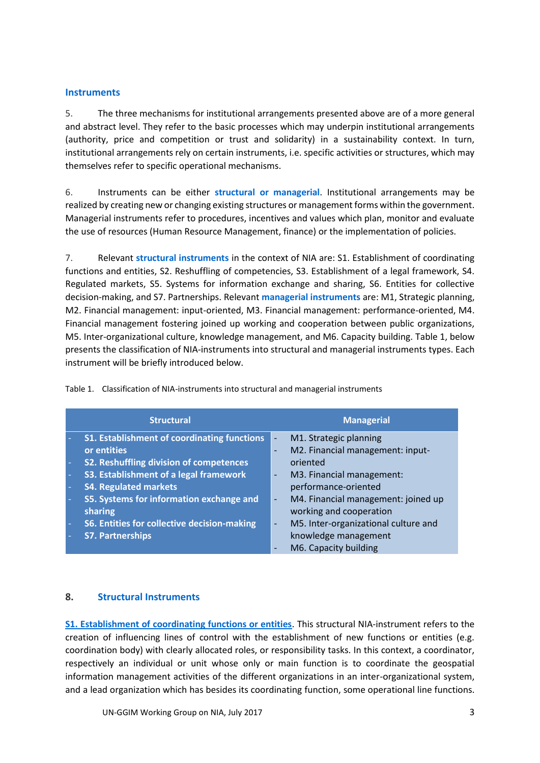### Instruments

5. The three mechanisms for institutional arrangements presented above are of a more general and abstract level. They refer to the basic processes which may underpin institutional arrangements (authority, price and competition or trust and solidarity) in a sustainability context. In turn, institutional arrangements rely on certain instruments, i.e. specific activities or structures, which may themselves refer to specific operational mechanisms.

6. Instruments can be either **structural or managerial**. Institutional arrangements may be realized by creating new or changing existing structures or management forms within the government. Managerial instruments refer to procedures, incentives and values which plan, monitor and evaluate the use of resources (Human Resource Management, finance) or the implementation of policies.

7. Relevant **structural instruments** in the context of NIA are: S1. Establishment of coordinating functions and entities, S2. Reshuffling of competencies, S3. Establishment of a legal framework, S4. Regulated markets, S5. Systems for information exchange and sharing, S6. Entities for collective decision-making, and S7. Partnerships. Relevant **managerial instruments** are: M1, Strategic planning, M2. Financial management: input-oriented, M3. Financial management: performance-oriented, M4. Financial management fostering joined up working and cooperation between public organizations, M5. Inter-organizational culture, knowledge management, and M6. Capacity building. Table 1, below presents the classification of NIA-instruments into structural and managerial instruments types. Each instrument will be briefly introduced below.

Table 1. Classification of NIA-instruments into structural and managerial instruments

| Structural | Managerial |
|---|---|
| - **S1. Establishment of coordinating functions or entities** | - M1. Strategic planning |
| - **S2. Reshuffling division of competences** | - M2. Financial management: input-oriented |
| - **S3. Establishment of a legal framework** | - M3. Financial management: performance-oriented |
| - **S4. Regulated markets** | - M4. Financial management: joined up working and cooperation |
| - **S5. Systems for information exchange and sharing** | - M5. Inter-organizational culture and knowledge management |
| - **S6. Entities for collective decision-making** | - M6. Capacity building |
| - **S7. Partnerships** | |

## 8. Structural Instruments

**S1. Establishment of coordinating functions or entities**. This structural NIA-instrument refers to the creation of influencing lines of control with the establishment of new functions or entities (e.g. coordination body) with clearly allocated roles, or responsibility tasks. In this context, a coordinator, respectively an individual or unit whose only or main function is to coordinate the geospatial information management activities of the different organizations in an inter-organizational system, and a lead organization which has besides its coordinating function, some operational line functions.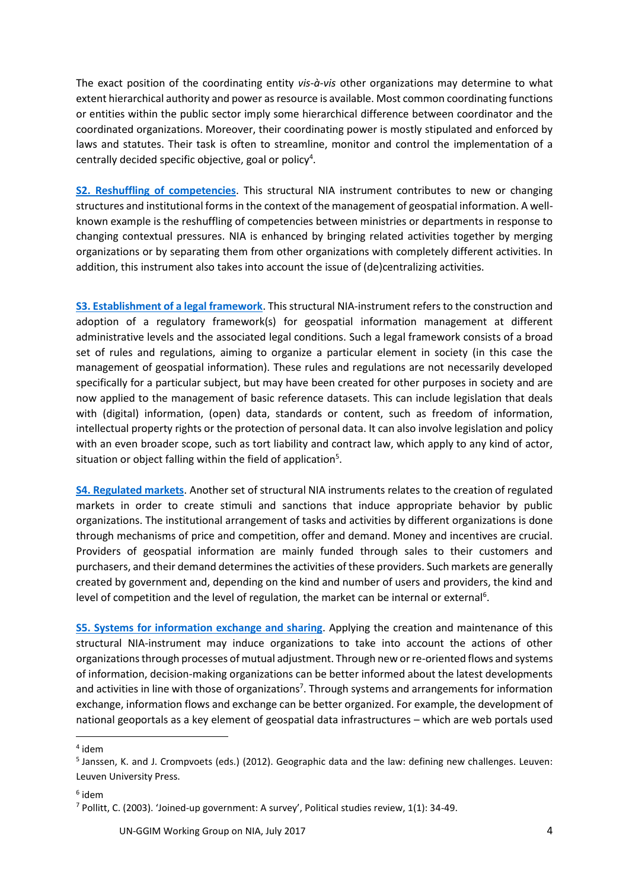The exact position of the coordinating entity *vis-à-vis* other organizations may determine to what extent hierarchical authority and power as resource is available. Most common coordinating functions or entities within the public sector imply some hierarchical difference between coordinator and the coordinated organizations. Moreover, their coordinating power is mostly stipulated and enforced by laws and statutes. Their task is often to streamline, monitor and control the implementation of a centrally decided specific objective, goal or policy[4].

**S2. Reshuffling of competencies**. This structural NIA instrument contributes to new or changing structures and institutional forms in the context of the management of geospatial information. A well-known example is the reshuffling of competencies between ministries or departments in response to changing contextual pressures. NIA is enhanced by bringing related activities together by merging organizations or by separating them from other organizations with completely different activities. In addition, this instrument also takes into account the issue of (de)centralizing activities.

**S3. Establishment of a legal framework**. This structural NIA-instrument refers to the construction and adoption of a regulatory framework(s) for geospatial information management at different administrative levels and the associated legal conditions. Such a legal framework consists of a broad set of rules and regulations, aiming to organize a particular element in society (in this case the management of geospatial information). These rules and regulations are not necessarily developed specifically for a particular subject, but may have been created for other purposes in society and are now applied to the management of basic reference datasets. This can include legislation that deals with (digital) information, (open) data, standards or content, such as freedom of information, intellectual property rights or the protection of personal data. It can also involve legislation and policy with an even broader scope, such as tort liability and contract law, which apply to any kind of actor, situation or object falling within the field of application[5].

**S4. Regulated markets**. Another set of structural NIA instruments relates to the creation of regulated markets in order to create stimuli and sanctions that induce appropriate behavior by public organizations. The institutional arrangement of tasks and activities by different organizations is done through mechanisms of price and competition, offer and demand. Money and incentives are crucial. Providers of geospatial information are mainly funded through sales to their customers and purchasers, and their demand determines the activities of these providers. Such markets are generally created by government and, depending on the kind and number of users and providers, the kind and level of competition and the level of regulation, the market can be internal or external[6].

**S5. Systems for information exchange and sharing**. Applying the creation and maintenance of this structural NIA-instrument may induce organizations to take into account the actions of other organizations through processes of mutual adjustment. Through new or re-oriented flows and systems of information, decision-making organizations can be better informed about the latest developments and activities in line with those of organizations[7]. Through systems and arrangements for information exchange, information flows and exchange can be better organized. For example, the development of national geoportals as a key element of geospatial data infrastructures – which are web portals used

---

[4] idem

[5] Janssen, K. and J. Crompvoets (eds.) (2012). Geographic data and the law: defining new challenges. Leuven: Leuven University Press.

[6] idem

[7] Pollitt, C. (2003). 'Joined-up government: A survey', Political studies review, 1(1): 34-49.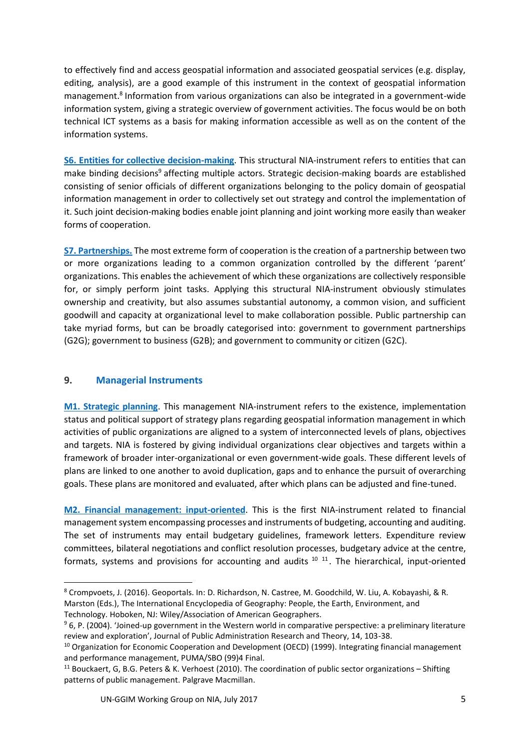to effectively find and access geospatial information and associated geospatial services (e.g. display, editing, analysis), are a good example of this instrument in the context of geospatial information management.[8] Information from various organizations can also be integrated in a government-wide information system, giving a strategic overview of government activities. The focus would be on both technical ICT systems as a basis for making information accessible as well as on the content of the information systems.

**S6. Entities for collective decision-making**. This structural NIA-instrument refers to entities that can make binding decisions[9] affecting multiple actors. Strategic decision-making boards are established consisting of senior officials of different organizations belonging to the policy domain of geospatial information management in order to collectively set out strategy and control the implementation of it. Such joint decision-making bodies enable joint planning and joint working more easily than weaker forms of cooperation.

**S7. Partnerships.** The most extreme form of cooperation is the creation of a partnership between two or more organizations leading to a common organization controlled by the different 'parent' organizations. This enables the achievement of which these organizations are collectively responsible for, or simply perform joint tasks. Applying this structural NIA-instrument obviously stimulates ownership and creativity, but also assumes substantial autonomy, a common vision, and sufficient goodwill and capacity at organizational level to make collaboration possible. Public partnership can take myriad forms, but can be broadly categorised into: government to government partnerships (G2G); government to business (G2B); and government to community or citizen (G2C).

## 9. Managerial Instruments

**M1. Strategic planning**. This management NIA-instrument refers to the existence, implementation status and political support of strategy plans regarding geospatial information management in which activities of public organizations are aligned to a system of interconnected levels of plans, objectives and targets. NIA is fostered by giving individual organizations clear objectives and targets within a framework of broader inter-organizational or even government-wide goals. These different levels of plans are linked to one another to avoid duplication, gaps and to enhance the pursuit of overarching goals. These plans are monitored and evaluated, after which plans can be adjusted and fine-tuned.

**M2. Financial management: input-oriented**. This is the first NIA-instrument related to financial management system encompassing processes and instruments of budgeting, accounting and auditing. The set of instruments may entail budgetary guidelines, framework letters. Expenditure review committees, bilateral negotiations and conflict resolution processes, budgetary advice at the centre, formats, systems and provisions for accounting and audits [10] [11]. The hierarchical, input-oriented

---

[8] Crompvoets, J. (2016). Geoportals. In: D. Richardson, N. Castree, M. Goodchild, W. Liu, A. Kobayashi, & R. Marston (Eds.), The International Encyclopedia of Geography: People, the Earth, Environment, and Technology. Hoboken, NJ: Wiley/Association of American Geographers.

[9] 6, P. (2004). 'Joined-up government in the Western world in comparative perspective: a preliminary literature review and exploration', Journal of Public Administration Research and Theory, 14, 103-38.

[10] Organization for Economic Cooperation and Development (OECD) (1999). Integrating financial management and performance management, PUMA/SBO (99)4 Final.

[11] Bouckaert, G, B.G. Peters & K. Verhoest (2010). The coordination of public sector organizations – Shifting patterns of public management. Palgrave Macmillan.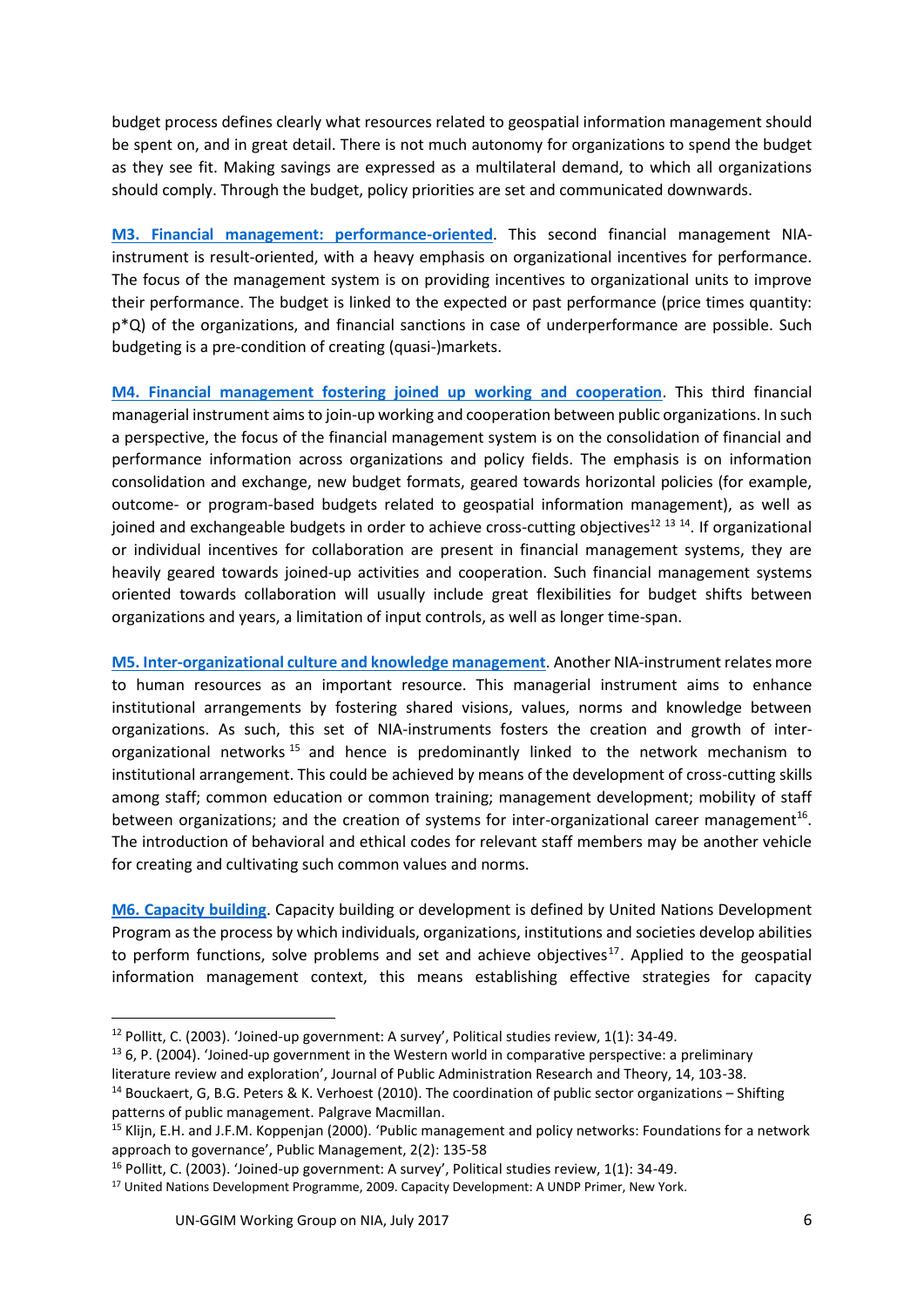budget process defines clearly what resources related to geospatial information management should be spent on, and in great detail. There is not much autonomy for organizations to spend the budget as they see fit. Making savings are expressed as a multilateral demand, to which all organizations should comply. Through the budget, policy priorities are set and communicated downwards.

**M3. Financial management: performance-oriented**. This second financial management NIA-instrument is result-oriented, with a heavy emphasis on organizational incentives for performance. The focus of the management system is on providing incentives to organizational units to improve their performance. The budget is linked to the expected or past performance (price times quantity: $p*Q$) of the organizations, and financial sanctions in case of underperformance are possible. Such budgeting is a pre-condition of creating (quasi-)markets.

**M4. Financial management fostering joined up working and cooperation**. This third financial managerial instrument aims to join-up working and cooperation between public organizations. In such a perspective, the focus of the financial management system is on the consolidation of financial and performance information across organizations and policy fields. The emphasis is on information consolidation and exchange, new budget formats, geared towards horizontal policies (for example, outcome- or program-based budgets related to geospatial information management), as well as joined and exchangeable budgets in order to achieve cross-cutting objectives[12] [13] [14]. If organizational or individual incentives for collaboration are present in financial management systems, they are heavily geared towards joined-up activities and cooperation. Such financial management systems oriented towards collaboration will usually include great flexibilities for budget shifts between organizations and years, a limitation of input controls, as well as longer time-span.

**M5. Inter-organizational culture and knowledge management**. Another NIA-instrument relates more to human resources as an important resource. This managerial instrument aims to enhance institutional arrangements by fostering shared visions, values, norms and knowledge between organizations. As such, this set of NIA-instruments fosters the creation and growth of inter-organizational networks [15] and hence is predominantly linked to the network mechanism to institutional arrangement. This could be achieved by means of the development of cross-cutting skills among staff; common education or common training; management development; mobility of staff between organizations; and the creation of systems for inter-organizational career management[16]. The introduction of behavioral and ethical codes for relevant staff members may be another vehicle for creating and cultivating such common values and norms.

**M6. Capacity building**. Capacity building or development is defined by United Nations Development Program as the process by which individuals, organizations, institutions and societies develop abilities to perform functions, solve problems and set and achieve objectives[17]. Applied to the geospatial information management context, this means establishing effective strategies for capacity

---

[12] Pollitt, C. (2003). 'Joined-up government: A survey', Political studies review, 1(1): 34-49.

[13] 6, P. (2004). 'Joined-up government in the Western world in comparative perspective: a preliminary literature review and exploration', Journal of Public Administration Research and Theory, 14, 103-38.

[14] Bouckaert, G, B.G. Peters & K. Verhoest (2010). The coordination of public sector organizations – Shifting patterns of public management. Palgrave Macmillan.

[15] Klijn, E.H. and J.F.M. Koppenjan (2000). 'Public management and policy networks: Foundations for a network approach to governance', Public Management, 2(2): 135-58

[16] Pollitt, C. (2003). 'Joined-up government: A survey', Political studies review, 1(1): 34-49.

[17] United Nations Development Programme, 2009. Capacity Development: A UNDP Primer, New York.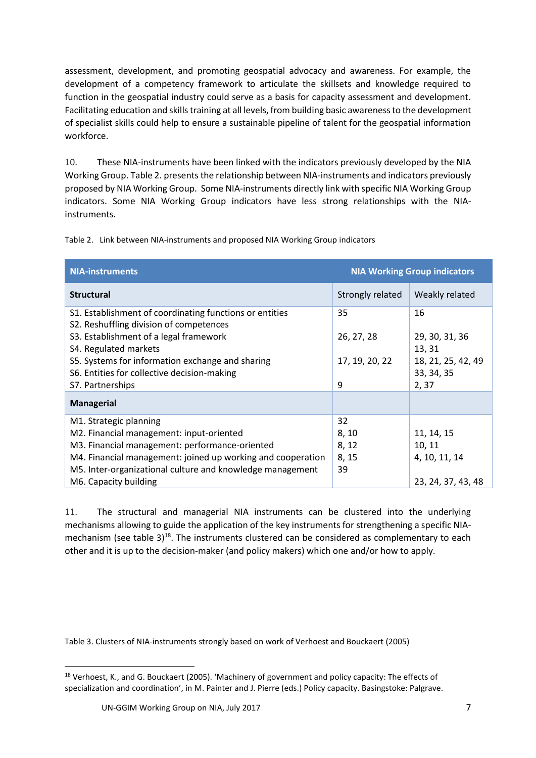assessment, development, and promoting geospatial advocacy and awareness. For example, the development of a competency framework to articulate the skillsets and knowledge required to function in the geospatial industry could serve as a basis for capacity assessment and development. Facilitating education and skills training at all levels, from building basic awareness to the development of specialist skills could help to ensure a sustainable pipeline of talent for the geospatial information workforce.

10. These NIA-instruments have been linked with the indicators previously developed by the NIA Working Group. Table 2. presents the relationship between NIA-instruments and indicators previously proposed by NIA Working Group. Some NIA-instruments directly link with specific NIA Working Group indicators. Some NIA Working Group indicators have less strong relationships with the NIA-instruments.

Table 2. Link between NIA-instruments and proposed NIA Working Group indicators

| NIA-instruments | NIA Working Group indicators | |
|---|---|---|
| **Structural** | Strongly related | Weakly related |
| S1. Establishment of coordinating functions or entities | 35 | 16 |
| S2. Reshuffling division of competences | | |
| S3. Establishment of a legal framework | 26, 27, 28 | 29, 30, 31, 36 |
| S4. Regulated markets | | 13, 31 |
| S5. Systems for information exchange and sharing | 17, 19, 20, 22 | 18, 21, 25, 42, 49 |
| S6. Entities for collective decision-making | | 33, 34, 35 |
| S7. Partnerships | 9 | 2, 37 |
| **Managerial** | | |
| M1. Strategic planning | 32 | |
| M2. Financial management: input-oriented | 8, 10 | 11, 14, 15 |
| M3. Financial management: performance-oriented | 8, 12 | 10, 11 |
| M4. Financial management: joined up working and cooperation | 8, 15 | 4, 10, 11, 14 |
| M5. Inter-organizational culture and knowledge management | 39 | |
| M6. Capacity building | | 23, 24, 37, 43, 48 |

11. The structural and managerial NIA instruments can be clustered into the underlying mechanisms allowing to guide the application of the key instruments for strengthening a specific NIA-mechanism (see table 3)[18]. The instruments clustered can be considered as complementary to each other and it is up to the decision-maker (and policy makers) which one and/or how to apply.

Table 3. Clusters of NIA-instruments strongly based on work of Verhoest and Bouckaert (2005)

[18] Verhoest, K., and G. Bouckaert (2005). 'Machinery of government and policy capacity: The effects of specialization and coordination', in M. Painter and J. Pierre (eds.) Policy capacity. Basingstoke: Palgrave.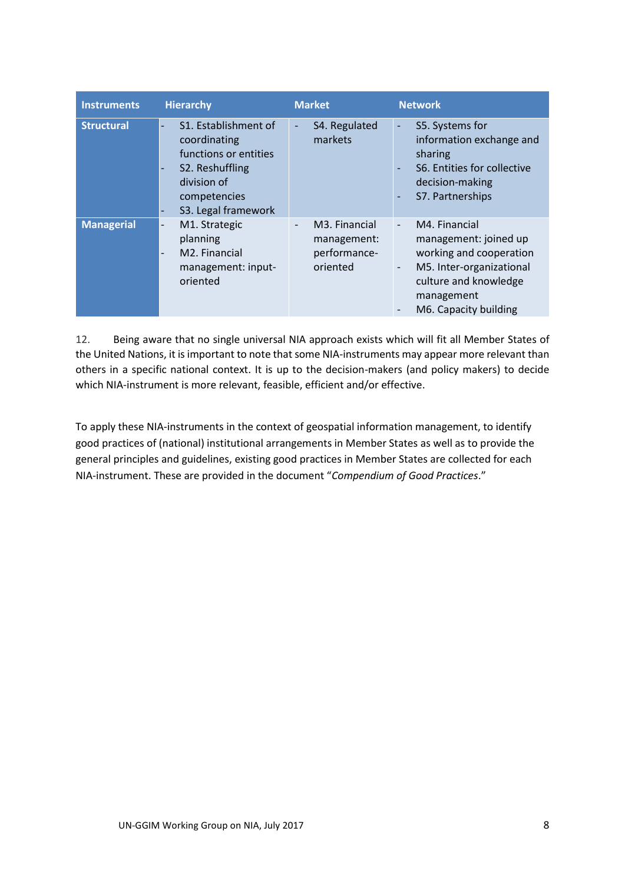| Instruments | Hierarchy | Market | Network |
|---|---|---|---|
| **Structural** | - S1. Establishment of coordinating functions or entities<br>- S2. Reshuffling division of competencies<br>- S3. Legal framework | - S4. Regulated markets | - S5. Systems for information exchange and sharing<br>- S6. Entities for collective decision-making<br>- S7. Partnerships |
| **Managerial** | - M1. Strategic planning<br>- M2. Financial management: input-oriented | - M3. Financial management: performance-oriented | - M4. Financial management: joined up working and cooperation<br>- M5. Inter-organizational culture and knowledge management<br>- M6. Capacity building |

12. Being aware that no single universal NIA approach exists which will fit all Member States of the United Nations, it is important to note that some NIA-instruments may appear more relevant than others in a specific national context. It is up to the decision-makers (and policy makers) to decide which NIA-instrument is more relevant, feasible, efficient and/or effective.

To apply these NIA-instruments in the context of geospatial information management, to identify good practices of (national) institutional arrangements in Member States as well as to provide the general principles and guidelines, existing good practices in Member States are collected for each NIA-instrument. These are provided in the document "*Compendium of Good Practices*."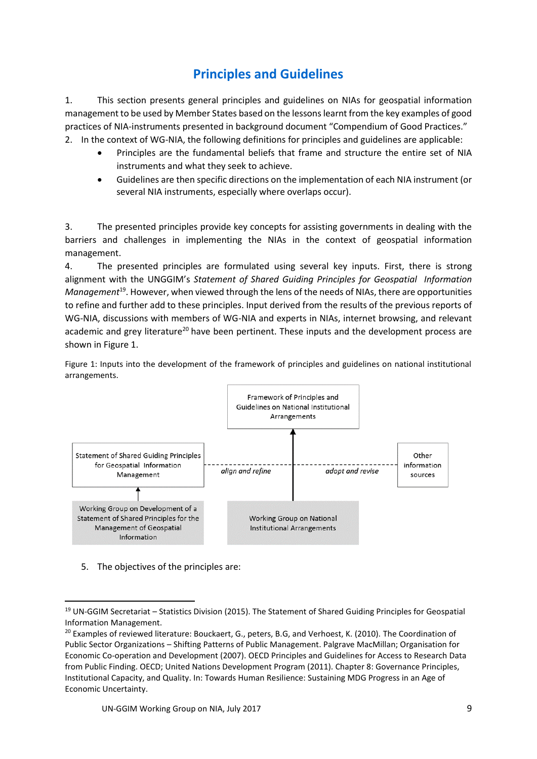# Principles and Guidelines

1. This section presents general principles and guidelines on NIAs for geospatial information management to be used by Member States based on the lessons learnt from the key examples of good practices of NIA-instruments presented in background document "Compendium of Good Practices."

2. In the context of WG-NIA, the following definitions for principles and guidelines are applicable:
   - Principles are the fundamental beliefs that frame and structure the entire set of NIA instruments and what they seek to achieve.
   - Guidelines are then specific directions on the implementation of each NIA instrument (or several NIA instruments, especially where overlaps occur).

3. The presented principles provide key concepts for assisting governments in dealing with the barriers and challenges in implementing the NIAs in the context of geospatial information management.

4. The presented principles are formulated using several key inputs. First, there is strong alignment with the UNGGIM's *Statement of Shared Guiding Principles for Geospatial Information Management*[19]. However, when viewed through the lens of the needs of NIAs, there are opportunities to refine and further add to these principles. Input derived from the results of the previous reports of WG-NIA, discussions with members of WG-NIA and experts in NIAs, internet browsing, and relevant academic and grey literature[20] have been pertinent. These inputs and the development process are shown in Figure 1.

Figure 1: Inputs into the development of the framework of principles and guidelines on national institutional arrangements.

Framework of Principles and Guidelines on National Institutional Arrangements

Statement of Shared Guiding Principles for Geospatial Information Management — *align and refine*

Other information sources — *adopt and revise*

Working Group on Development of a Statement of Shared Principles for the Management of Geospatial Information

Working Group on National Institutional Arrangements

5. The objectives of the principles are:

---

[19] UN-GGIM Secretariat – Statistics Division (2015). The Statement of Shared Guiding Principles for Geospatial Information Management.

[20] Examples of reviewed literature: Bouckaert, G., peters, B.G, and Verhoest, K. (2010). The Coordination of Public Sector Organizations – Shifting Patterns of Public Management. Palgrave MacMillan; Organisation for Economic Co-operation and Development (2007). OECD Principles and Guidelines for Access to Research Data from Public Finding. OECD; United Nations Development Program (2011). Chapter 8: Governance Principles, Institutional Capacity, and Quality. In: Towards Human Resilience: Sustaining MDG Progress in an Age of Economic Uncertainty.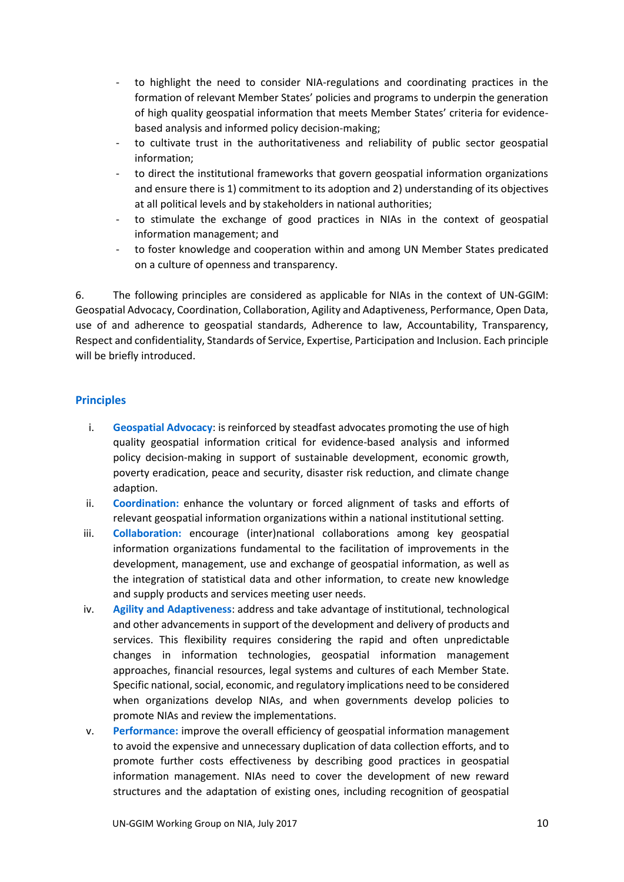- to highlight the need to consider NIA-regulations and coordinating practices in the formation of relevant Member States' policies and programs to underpin the generation of high quality geospatial information that meets Member States' criteria for evidence-based analysis and informed policy decision-making;
- to cultivate trust in the authoritativeness and reliability of public sector geospatial information;
- to direct the institutional frameworks that govern geospatial information organizations and ensure there is 1) commitment to its adoption and 2) understanding of its objectives at all political levels and by stakeholders in national authorities;
- to stimulate the exchange of good practices in NIAs in the context of geospatial information management; and
- to foster knowledge and cooperation within and among UN Member States predicated on a culture of openness and transparency.

6. The following principles are considered as applicable for NIAs in the context of UN-GGIM: Geospatial Advocacy, Coordination, Collaboration, Agility and Adaptiveness, Performance, Open Data, use of and adherence to geospatial standards, Adherence to law, Accountability, Transparency, Respect and confidentiality, Standards of Service, Expertise, Participation and Inclusion. Each principle will be briefly introduced.

## Principles

i. **Geospatial Advocacy**: is reinforced by steadfast advocates promoting the use of high quality geospatial information critical for evidence-based analysis and informed policy decision-making in support of sustainable development, economic growth, poverty eradication, peace and security, disaster risk reduction, and climate change adaption.

ii. **Coordination:** enhance the voluntary or forced alignment of tasks and efforts of relevant geospatial information organizations within a national institutional setting.

iii. **Collaboration:** encourage (inter)national collaborations among key geospatial information organizations fundamental to the facilitation of improvements in the development, management, use and exchange of geospatial information, as well as the integration of statistical data and other information, to create new knowledge and supply products and services meeting user needs.

iv. **Agility and Adaptiveness**: address and take advantage of institutional, technological and other advancements in support of the development and delivery of products and services. This flexibility requires considering the rapid and often unpredictable changes in information technologies, geospatial information management approaches, financial resources, legal systems and cultures of each Member State. Specific national, social, economic, and regulatory implications need to be considered when organizations develop NIAs, and when governments develop policies to promote NIAs and review the implementations.

v. **Performance:** improve the overall efficiency of geospatial information management to avoid the expensive and unnecessary duplication of data collection efforts, and to promote further costs effectiveness by describing good practices in geospatial information management. NIAs need to cover the development of new reward structures and the adaptation of existing ones, including recognition of geospatial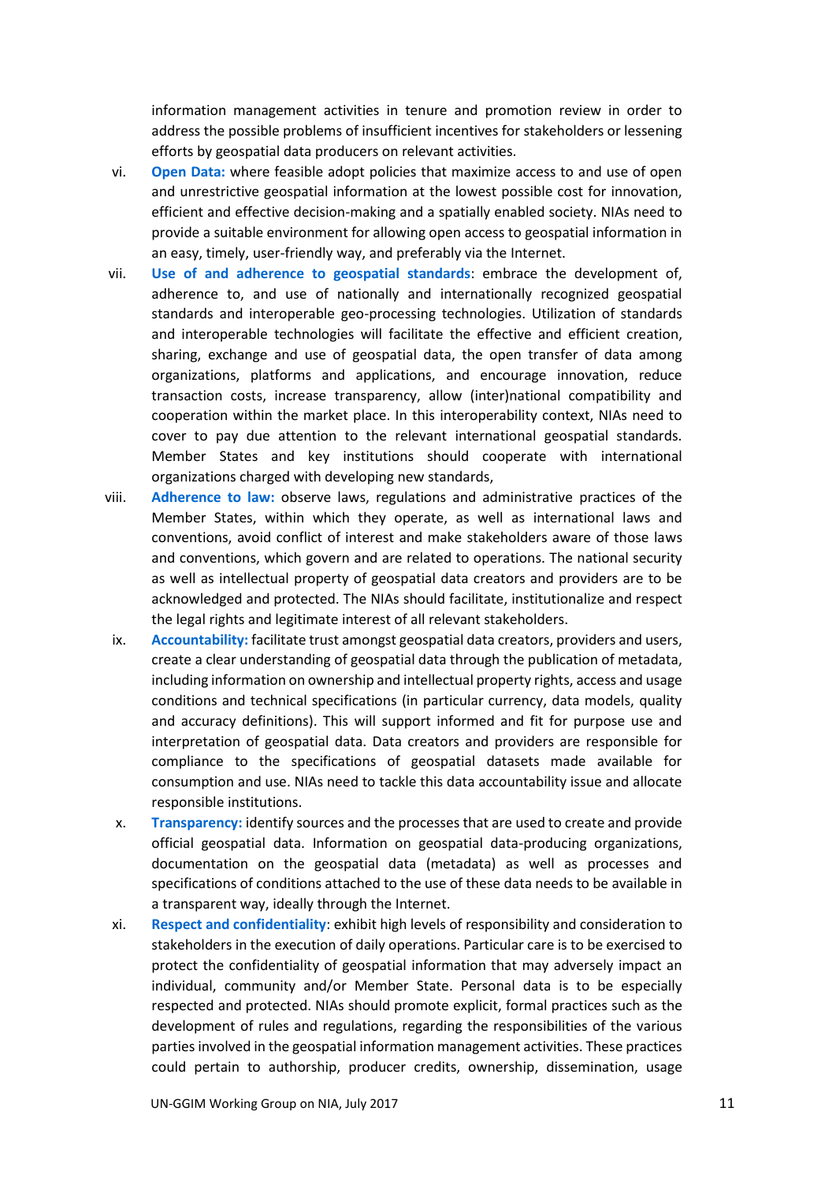information management activities in tenure and promotion review in order to address the possible problems of insufficient incentives for stakeholders or lessening efforts by geospatial data producers on relevant activities.

vi. **Open Data:** where feasible adopt policies that maximize access to and use of open and unrestrictive geospatial information at the lowest possible cost for innovation, efficient and effective decision-making and a spatially enabled society. NIAs need to provide a suitable environment for allowing open access to geospatial information in an easy, timely, user-friendly way, and preferably via the Internet.

vii. **Use of and adherence to geospatial standards**: embrace the development of, adherence to, and use of nationally and internationally recognized geospatial standards and interoperable geo-processing technologies. Utilization of standards and interoperable technologies will facilitate the effective and efficient creation, sharing, exchange and use of geospatial data, the open transfer of data among organizations, platforms and applications, and encourage innovation, reduce transaction costs, increase transparency, allow (inter)national compatibility and cooperation within the market place. In this interoperability context, NIAs need to cover to pay due attention to the relevant international geospatial standards. Member States and key institutions should cooperate with international organizations charged with developing new standards,

viii. **Adherence to law:** observe laws, regulations and administrative practices of the Member States, within which they operate, as well as international laws and conventions, avoid conflict of interest and make stakeholders aware of those laws and conventions, which govern and are related to operations. The national security as well as intellectual property of geospatial data creators and providers are to be acknowledged and protected. The NIAs should facilitate, institutionalize and respect the legal rights and legitimate interest of all relevant stakeholders.

ix. **Accountability:** facilitate trust amongst geospatial data creators, providers and users, create a clear understanding of geospatial data through the publication of metadata, including information on ownership and intellectual property rights, access and usage conditions and technical specifications (in particular currency, data models, quality and accuracy definitions). This will support informed and fit for purpose use and interpretation of geospatial data. Data creators and providers are responsible for compliance to the specifications of geospatial datasets made available for consumption and use. NIAs need to tackle this data accountability issue and allocate responsible institutions.

x. **Transparency:** identify sources and the processes that are used to create and provide official geospatial data. Information on geospatial data-producing organizations, documentation on the geospatial data (metadata) as well as processes and specifications of conditions attached to the use of these data needs to be available in a transparent way, ideally through the Internet.

xi. **Respect and confidentiality**: exhibit high levels of responsibility and consideration to stakeholders in the execution of daily operations. Particular care is to be exercised to protect the confidentiality of geospatial information that may adversely impact an individual, community and/or Member State. Personal data is to be especially respected and protected. NIAs should promote explicit, formal practices such as the development of rules and regulations, regarding the responsibilities of the various parties involved in the geospatial information management activities. These practices could pertain to authorship, producer credits, ownership, dissemination, usage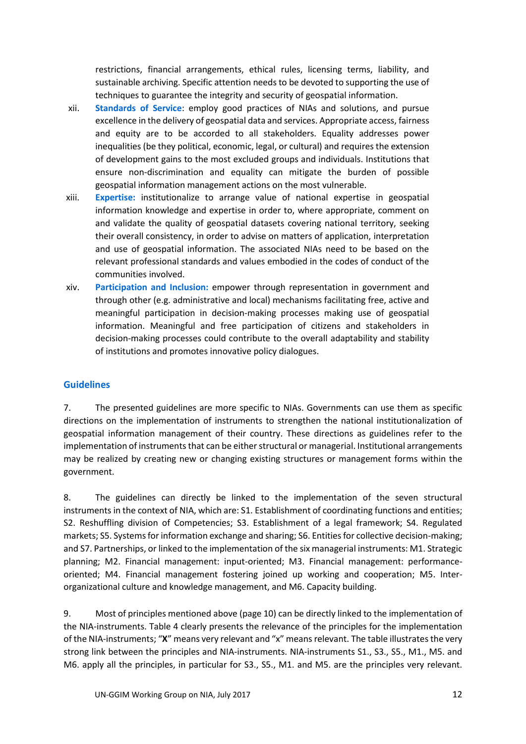restrictions, financial arrangements, ethical rules, licensing terms, liability, and sustainable archiving. Specific attention needs to be devoted to supporting the use of techniques to guarantee the integrity and security of geospatial information.

xii. **Standards of Service**: employ good practices of NIAs and solutions, and pursue excellence in the delivery of geospatial data and services. Appropriate access, fairness and equity are to be accorded to all stakeholders. Equality addresses power inequalities (be they political, economic, legal, or cultural) and requires the extension of development gains to the most excluded groups and individuals. Institutions that ensure non-discrimination and equality can mitigate the burden of possible geospatial information management actions on the most vulnerable.

xiii. **Expertise:** institutionalize to arrange value of national expertise in geospatial information knowledge and expertise in order to, where appropriate, comment on and validate the quality of geospatial datasets covering national territory, seeking their overall consistency, in order to advise on matters of application, interpretation and use of geospatial information. The associated NIAs need to be based on the relevant professional standards and values embodied in the codes of conduct of the communities involved.

xiv. **Participation and Inclusion:** empower through representation in government and through other (e.g. administrative and local) mechanisms facilitating free, active and meaningful participation in decision-making processes making use of geospatial information. Meaningful and free participation of citizens and stakeholders in decision-making processes could contribute to the overall adaptability and stability of institutions and promotes innovative policy dialogues.

## Guidelines

7. The presented guidelines are more specific to NIAs. Governments can use them as specific directions on the implementation of instruments to strengthen the national institutionalization of geospatial information management of their country. These directions as guidelines refer to the implementation of instruments that can be either structural or managerial. Institutional arrangements may be realized by creating new or changing existing structures or management forms within the government.

8. The guidelines can directly be linked to the implementation of the seven structural instruments in the context of NIA, which are: S1. Establishment of coordinating functions and entities; S2. Reshuffling division of Competencies; S3. Establishment of a legal framework; S4. Regulated markets; S5. Systems for information exchange and sharing; S6. Entities for collective decision-making; and S7. Partnerships, or linked to the implementation of the six managerial instruments: M1. Strategic planning; M2. Financial management: input-oriented; M3. Financial management: performance-oriented; M4. Financial management fostering joined up working and cooperation; M5. Inter-organizational culture and knowledge management, and M6. Capacity building.

9. Most of principles mentioned above (page 10) can be directly linked to the implementation of the NIA-instruments. Table 4 clearly presents the relevance of the principles for the implementation of the NIA-instruments; "**X**" means very relevant and "x" means relevant. The table illustrates the very strong link between the principles and NIA-instruments. NIA-instruments S1., S3., S5., M1., M5. and M6. apply all the principles, in particular for S3., S5., M1. and M5. are the principles very relevant.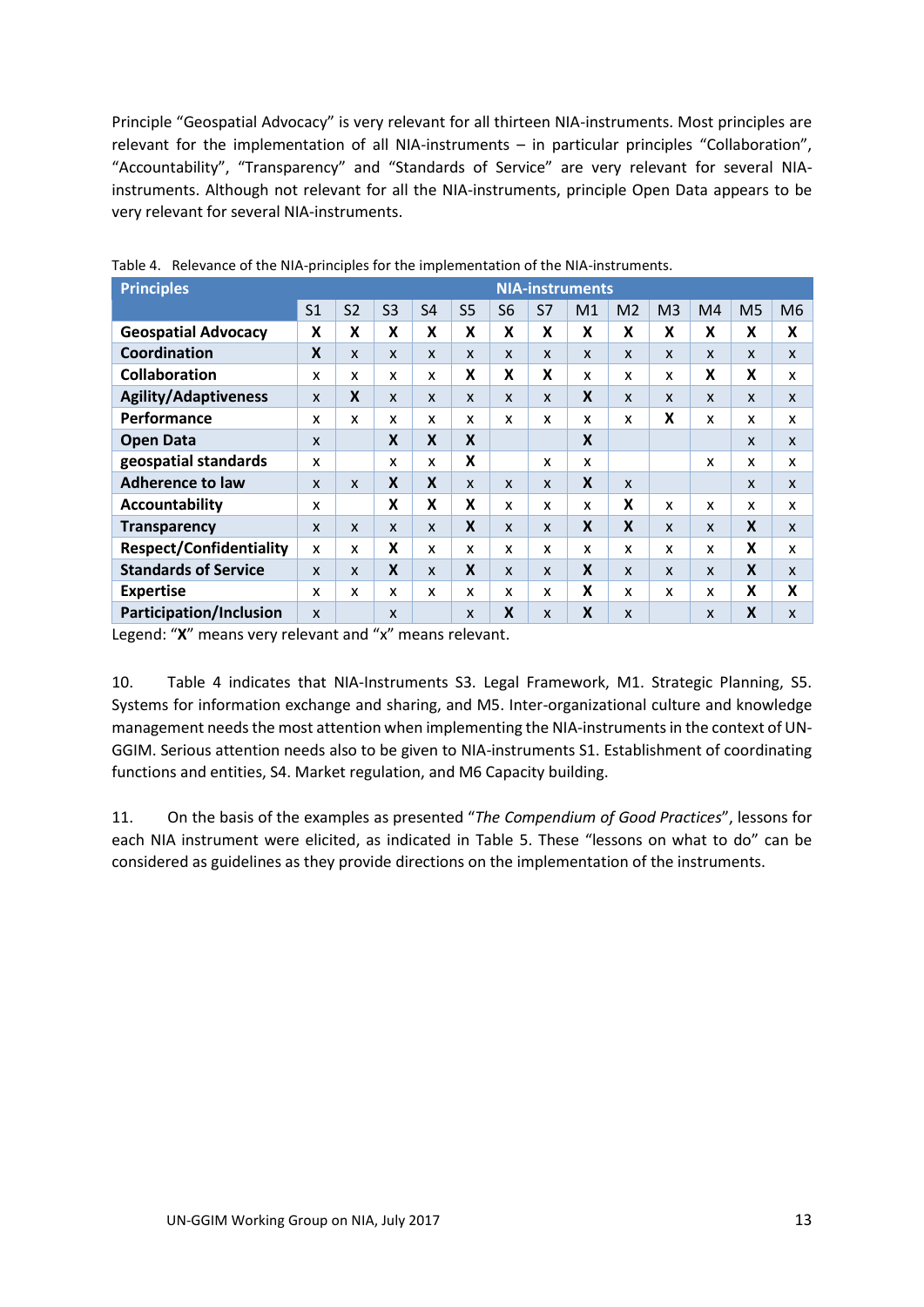Principle "Geospatial Advocacy" is very relevant for all thirteen NIA-instruments. Most principles are relevant for the implementation of all NIA-instruments – in particular principles "Collaboration", "Accountability", "Transparency" and "Standards of Service" are very relevant for several NIA-instruments. Although not relevant for all the NIA-instruments, principle Open Data appears to be very relevant for several NIA-instruments.

Table 4. Relevance of the NIA-principles for the implementation of the NIA-instruments.

| Principles | NIA-instruments | | | | | | | | | | | | |
|---|---|---|---|---|---|---|---|---|---|---|---|---|---|
| | S1 | S2 | S3 | S4 | S5 | S6 | S7 | M1 | M2 | M3 | M4 | M5 | M6 |
| **Geospatial Advocacy** | **X** | **X** | **X** | **X** | **X** | **X** | **X** | **X** | **X** | **X** | **X** | **X** | **X** |
| **Coordination** | **X** | x | x | x | x | x | x | x | x | x | x | x | x |
| **Collaboration** | x | x | x | x | **X** | **X** | **X** | x | x | x | **X** | **X** | x |
| **Agility/Adaptiveness** | x | **X** | x | x | x | x | x | **X** | x | x | x | x | x |
| **Performance** | x | x | x | x | x | x | x | x | x | **X** | x | x | x |
| **Open Data** | x | | **X** | **X** | **X** | | | **X** | | | | x | x |
| **geospatial standards** | x | | x | x | **X** | | x | x | | | x | x | x |
| **Adherence to law** | x | x | **X** | **X** | x | x | x | **X** | x | | | x | x |
| **Accountability** | x | | **X** | **X** | **X** | x | x | x | **X** | x | x | x | x |
| **Transparency** | x | x | x | x | **X** | x | x | **X** | **X** | x | x | **X** | x |
| **Respect/Confidentiality** | x | x | **X** | x | x | x | x | x | x | x | x | **X** | x |
| **Standards of Service** | x | x | **X** | x | **X** | x | x | **X** | x | x | x | **X** | x |
| **Expertise** | x | x | x | x | x | x | x | **X** | x | x | x | **X** | **X** |
| **Participation/Inclusion** | x | | x | | x | **X** | x | **X** | x | | x | **X** | x |

Legend: "**X**" means very relevant and "x" means relevant.

10. Table 4 indicates that NIA-Instruments S3. Legal Framework, M1. Strategic Planning, S5. Systems for information exchange and sharing, and M5. Inter-organizational culture and knowledge management needs the most attention when implementing the NIA-instruments in the context of UN-GGIM. Serious attention needs also to be given to NIA-instruments S1. Establishment of coordinating functions and entities, S4. Market regulation, and M6 Capacity building.

11. On the basis of the examples as presented "*The Compendium of Good Practices*", lessons for each NIA instrument were elicited, as indicated in Table 5. These "lessons on what to do" can be considered as guidelines as they provide directions on the implementation of the instruments.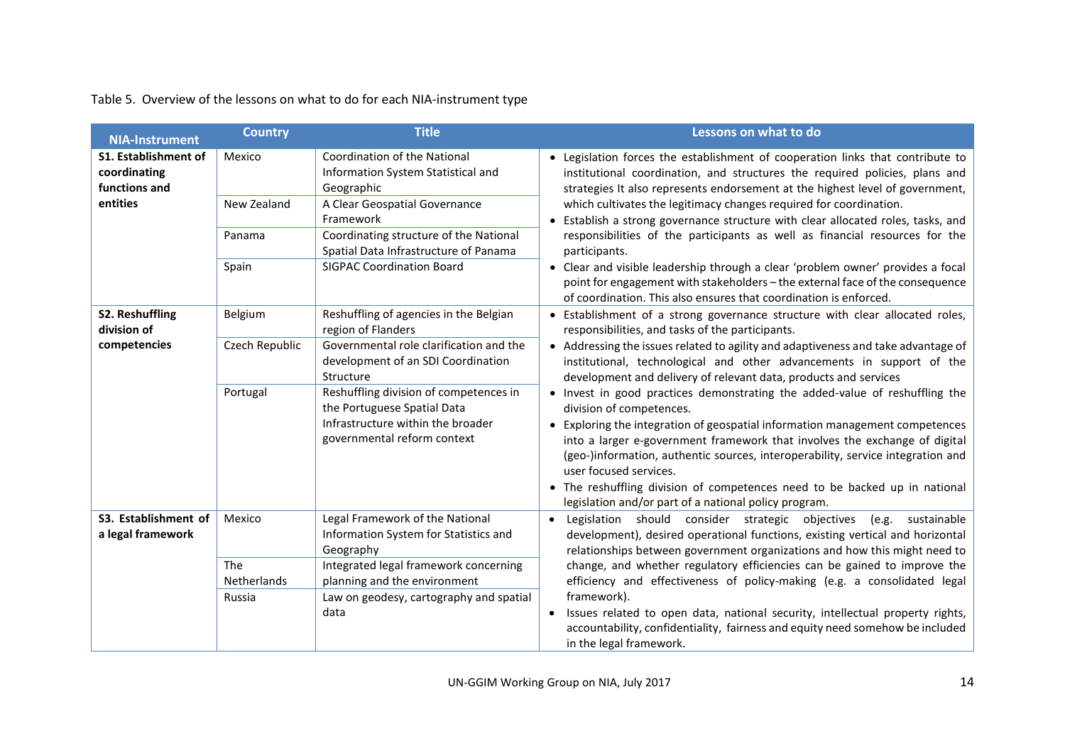Table 5. Overview of the lessons on what to do for each NIA-instrument type

| NIA-Instrument | Country | Title | Lessons on what to do |
|---|---|---|---|
| **S1. Establishment of coordinating functions and entities** | Mexico | Coordination of the National Information System Statistical and Geographic | • Legislation forces the establishment of cooperation links that contribute to institutional coordination, and structures the required policies, plans and strategies It also represents endorsement at the highest level of government, which cultivates the legitimacy changes required for coordination.<br>• Establish a strong governance structure with clear allocated roles, tasks, and responsibilities of the participants as well as financial resources for the participants.<br>• Clear and visible leadership through a clear 'problem owner' provides a focal point for engagement with stakeholders – the external face of the consequence of coordination. This also ensures that coordination is enforced. |
| | New Zealand | A Clear Geospatial Governance Framework | |
| | Panama | Coordinating structure of the National Spatial Data Infrastructure of Panama | |
| | Spain | SIGPAC Coordination Board | |
| **S2. Reshuffling division of competencies** | Belgium | Reshuffling of agencies in the Belgian region of Flanders | • Establishment of a strong governance structure with clear allocated roles, responsibilities, and tasks of the participants.<br>• Addressing the issues related to agility and adaptiveness and take advantage of institutional, technological and other advancements in support of the development and delivery of relevant data, products and services<br>• Invest in good practices demonstrating the added-value of reshuffling the division of competences.<br>• Exploring the integration of geospatial information management competences into a larger e-government framework that involves the exchange of digital (geo-)information, authentic sources, interoperability, service integration and user focused services.<br>• The reshuffling division of competences need to be backed up in national legislation and/or part of a national policy program. |
| | Czech Republic | Governmental role clarification and the development of an SDI Coordination Structure | |
| | Portugal | Reshuffling division of competences in the Portuguese Spatial Data Infrastructure within the broader governmental reform context | |
| **S3. Establishment of a legal framework** | Mexico | Legal Framework of the National Information System for Statistics and Geography | • Legislation should consider strategic objectives (e.g. sustainable development), desired operational functions, existing vertical and horizontal relationships between government organizations and how this might need to change, and whether regulatory efficiencies can be gained to improve the efficiency and effectiveness of policy-making (e.g. a consolidated legal framework).<br>• Issues related to open data, national security, intellectual property rights, accountability, confidentiality, fairness and equity need somehow be included in the legal framework. |
| | The Netherlands | Integrated legal framework concerning planning and the environment | |
| | Russia | Law on geodesy, cartography and spatial data | |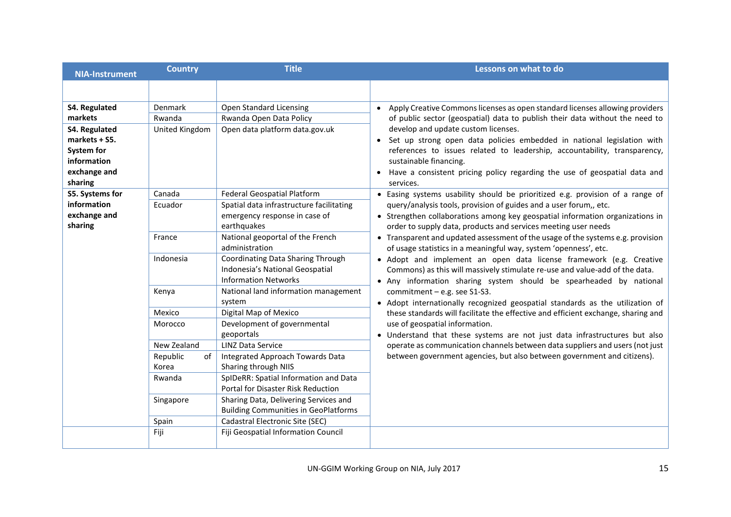| NIA-Instrument | Country | Title | Lessons on what to do |
|---|---|---|---|
| | | | |
| **S4. Regulated markets** | Denmark | Open Standard Licensing | • Apply Creative Commons licenses as open standard licenses allowing providers of public sector (geospatial) data to publish their data without the need to develop and update custom licenses.<br>• Set up strong open data policies embedded in national legislation with references to issues related to leadership, accountability, transparency, sustainable financing.<br>• Have a consistent pricing policy regarding the use of geospatial data and services. |
| | Rwanda | Rwanda Open Data Policy | |
| **S4. Regulated markets + S5. System for information exchange and sharing** | United Kingdom | Open data platform data.gov.uk | |
| **S5. Systems for information exchange and sharing** | Canada | Federal Geospatial Platform | • Easing systems usability should be prioritized e.g. provision of a range of query/analysis tools, provision of guides and a user forum,, etc.<br>• Strengthen collaborations among key geospatial information organizations in order to supply data, products and services meeting user needs<br>• Transparent and updated assessment of the usage of the systems e.g. provision of usage statistics in a meaningful way, system 'openness', etc.<br>• Adopt and implement an open data license framework (e.g. Creative Commons) as this will massively stimulate re-use and value-add of the data.<br>• Any information sharing system should be spearheaded by national commitment – e.g. see S1-S3.<br>• Adopt internationally recognized geospatial standards as the utilization of these standards will facilitate the effective and efficient exchange, sharing and use of geospatial information.<br>• Understand that these systems are not just data infrastructures but also operate as communication channels between data suppliers and users (not just between government agencies, but also between government and citizens). |
| | Ecuador | Spatial data infrastructure facilitating emergency response in case of earthquakes | |
| | France | National geoportal of the French administration | |
| | Indonesia | Coordinating Data Sharing Through Indonesia's National Geospatial Information Networks | |
| | Kenya | National land information management system | |
| | Mexico | Digital Map of Mexico | |
| | Morocco | Development of governmental geoportals | |
| | New Zealand | LINZ Data Service | |
| | Republic of Korea | Integrated Approach Towards Data Sharing through NIIS | |
| | Rwanda | SpIDeRR: Spatial Information and Data Portal for Disaster Risk Reduction | |
| | Singapore | Sharing Data, Delivering Services and Building Communities in GeoPlatforms | |
| | Spain | Cadastral Electronic Site (SEC) | |
| | Fiji | Fiji Geospatial Information Council | |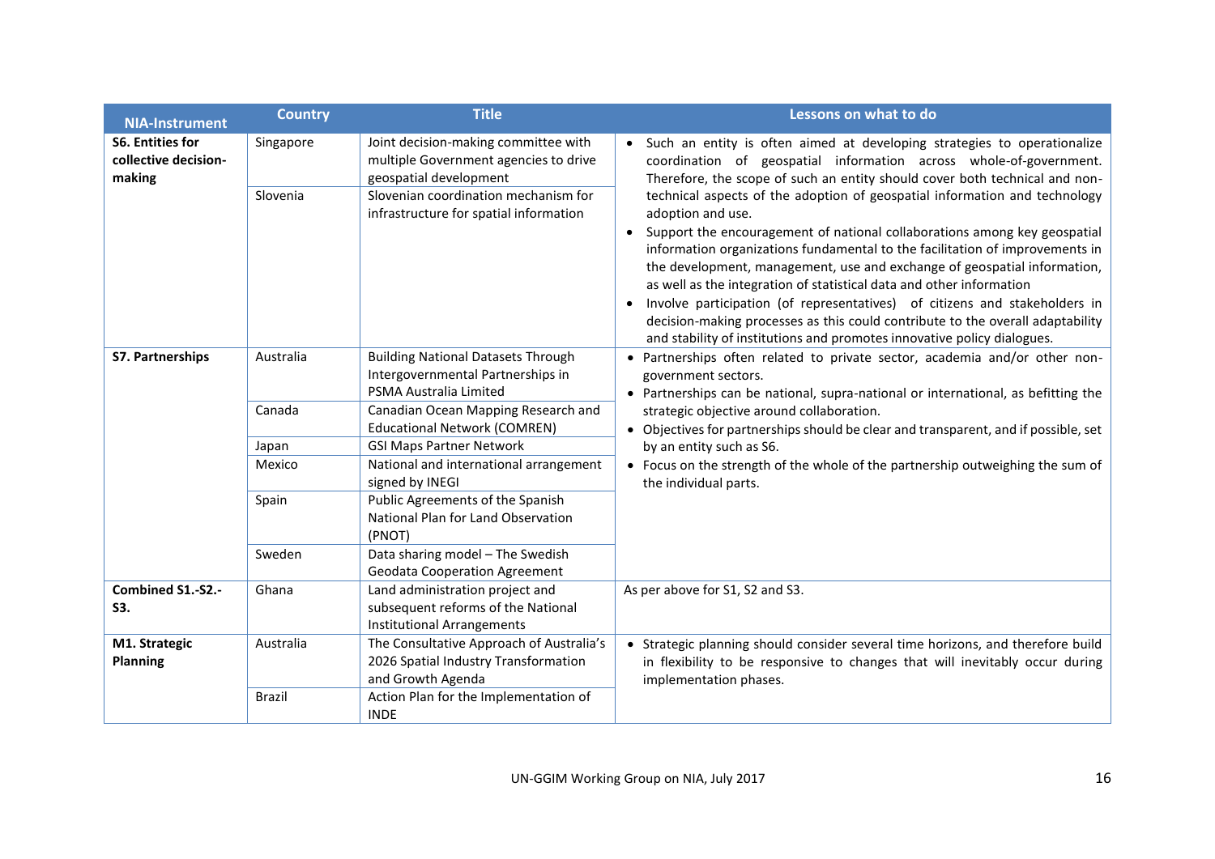| NIA-Instrument | Country | Title | Lessons on what to do |
|---|---|---|---|
| **S6. Entities for collective decision-making** | Singapore | Joint decision-making committee with multiple Government agencies to drive geospatial development | • Such an entity is often aimed at developing strategies to operationalize coordination of geospatial information across whole-of-government. Therefore, the scope of such an entity should cover both technical and non-technical aspects of the adoption of geospatial information and technology adoption and use.<br>• Support the encouragement of national collaborations among key geospatial information organizations fundamental to the facilitation of improvements in the development, management, use and exchange of geospatial information, as well as the integration of statistical data and other information<br>• Involve participation (of representatives) of citizens and stakeholders in decision-making processes as this could contribute to the overall adaptability and stability of institutions and promotes innovative policy dialogues. |
| | Slovenia | Slovenian coordination mechanism for infrastructure for spatial information | |
| **S7. Partnerships** | Australia | Building National Datasets Through Intergovernmental Partnerships in PSMA Australia Limited | • Partnerships often related to private sector, academia and/or other non-government sectors.<br>• Partnerships can be national, supra-national or international, as befitting the strategic objective around collaboration.<br>• Objectives for partnerships should be clear and transparent, and if possible, set by an entity such as S6.<br>• Focus on the strength of the whole of the partnership outweighing the sum of the individual parts. |
| | Canada | Canadian Ocean Mapping Research and Educational Network (COMREN) | |
| | Japan | GSI Maps Partner Network | |
| | Mexico | National and international arrangement signed by INEGI | |
| | Spain | Public Agreements of the Spanish National Plan for Land Observation (PNOT) | |
| | Sweden | Data sharing model – The Swedish Geodata Cooperation Agreement | |
| **Combined S1.-S2.-S3.** | Ghana | Land administration project and subsequent reforms of the National Institutional Arrangements | As per above for S1, S2 and S3. |
| **M1. Strategic Planning** | Australia | The Consultative Approach of Australia's 2026 Spatial Industry Transformation and Growth Agenda | • Strategic planning should consider several time horizons, and therefore build in flexibility to be responsive to changes that will inevitably occur during implementation phases. |
| | Brazil | Action Plan for the Implementation of INDE | |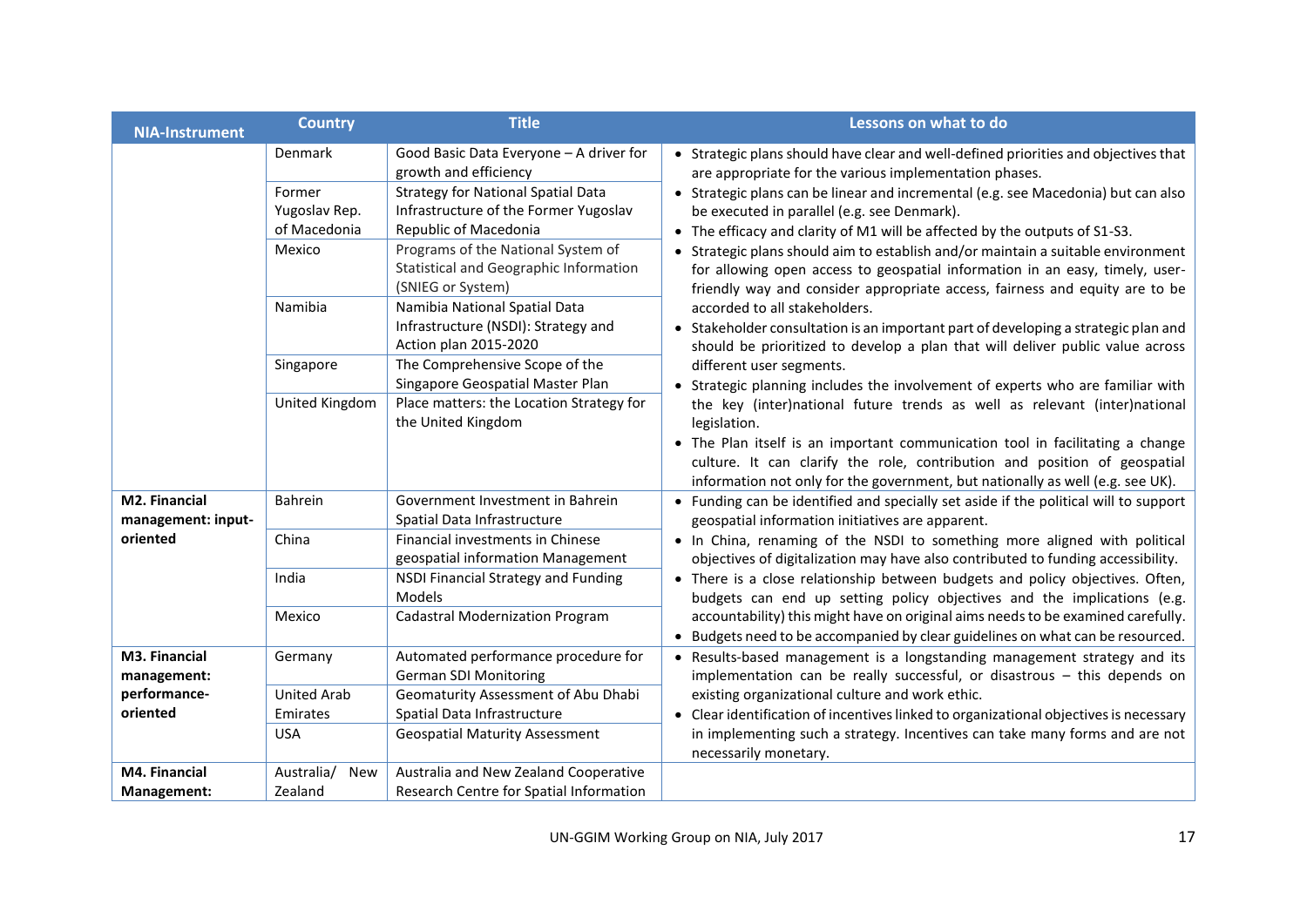| NIA-Instrument | Country | Title | Lessons on what to do |
|---|---|---|---|
| | Denmark | Good Basic Data Everyone – A driver for growth and efficiency | • Strategic plans should have clear and well-defined priorities and objectives that are appropriate for the various implementation phases.<br>• Strategic plans can be linear and incremental (e.g. see Macedonia) but can also be executed in parallel (e.g. see Denmark).<br>• The efficacy and clarity of M1 will be affected by the outputs of S1-S3.<br>• Strategic plans should aim to establish and/or maintain a suitable environment for allowing open access to geospatial information in an easy, timely, user-friendly way and consider appropriate access, fairness and equity are to be accorded to all stakeholders.<br>• Stakeholder consultation is an important part of developing a strategic plan and should be prioritized to develop a plan that will deliver public value across different user segments.<br>• Strategic planning includes the involvement of experts who are familiar with the key (inter)national future trends as well as relevant (inter)national legislation.<br>• The Plan itself is an important communication tool in facilitating a change culture. It can clarify the role, contribution and position of geospatial information not only for the government, but nationally as well (e.g. see UK). |
| | Former Yugoslav Rep. of Macedonia | Strategy for National Spatial Data Infrastructure of the Former Yugoslav Republic of Macedonia | |
| | Mexico | Programs of the National System of Statistical and Geographic Information (SNIEG or System) | |
| | Namibia | Namibia National Spatial Data Infrastructure (NSDI): Strategy and Action plan 2015-2020 | |
| | Singapore | The Comprehensive Scope of the Singapore Geospatial Master Plan | |
| | United Kingdom | Place matters: the Location Strategy for the United Kingdom | |
| **M2. Financial management: input-oriented** | Bahrein | Government Investment in Bahrein Spatial Data Infrastructure | • Funding can be identified and specially set aside if the political will to support geospatial information initiatives are apparent.<br>• In China, renaming of the NSDI to something more aligned with political objectives of digitalization may have also contributed to funding accessibility.<br>• There is a close relationship between budgets and policy objectives. Often, budgets can end up setting policy objectives and the implications (e.g. accountability) this might have on original aims needs to be examined carefully.<br>• Budgets need to be accompanied by clear guidelines on what can be resourced. |
| | China | Financial investments in Chinese geospatial information Management | |
| | India | NSDI Financial Strategy and Funding Models | |
| | Mexico | Cadastral Modernization Program | |
| **M3. Financial management: performance-oriented** | Germany | Automated performance procedure for German SDI Monitoring | • Results-based management is a longstanding management strategy and its implementation can be really successful, or disastrous – this depends on existing organizational culture and work ethic.<br>• Clear identification of incentives linked to organizational objectives is necessary in implementing such a strategy. Incentives can take many forms and are not necessarily monetary. |
| | United Arab Emirates | Geomaturity Assessment of Abu Dhabi Spatial Data Infrastructure | |
| | USA | Geospatial Maturity Assessment | |
| **M4. Financial Management:** | Australia/ New Zealand | Australia and New Zealand Cooperative Research Centre for Spatial Information | |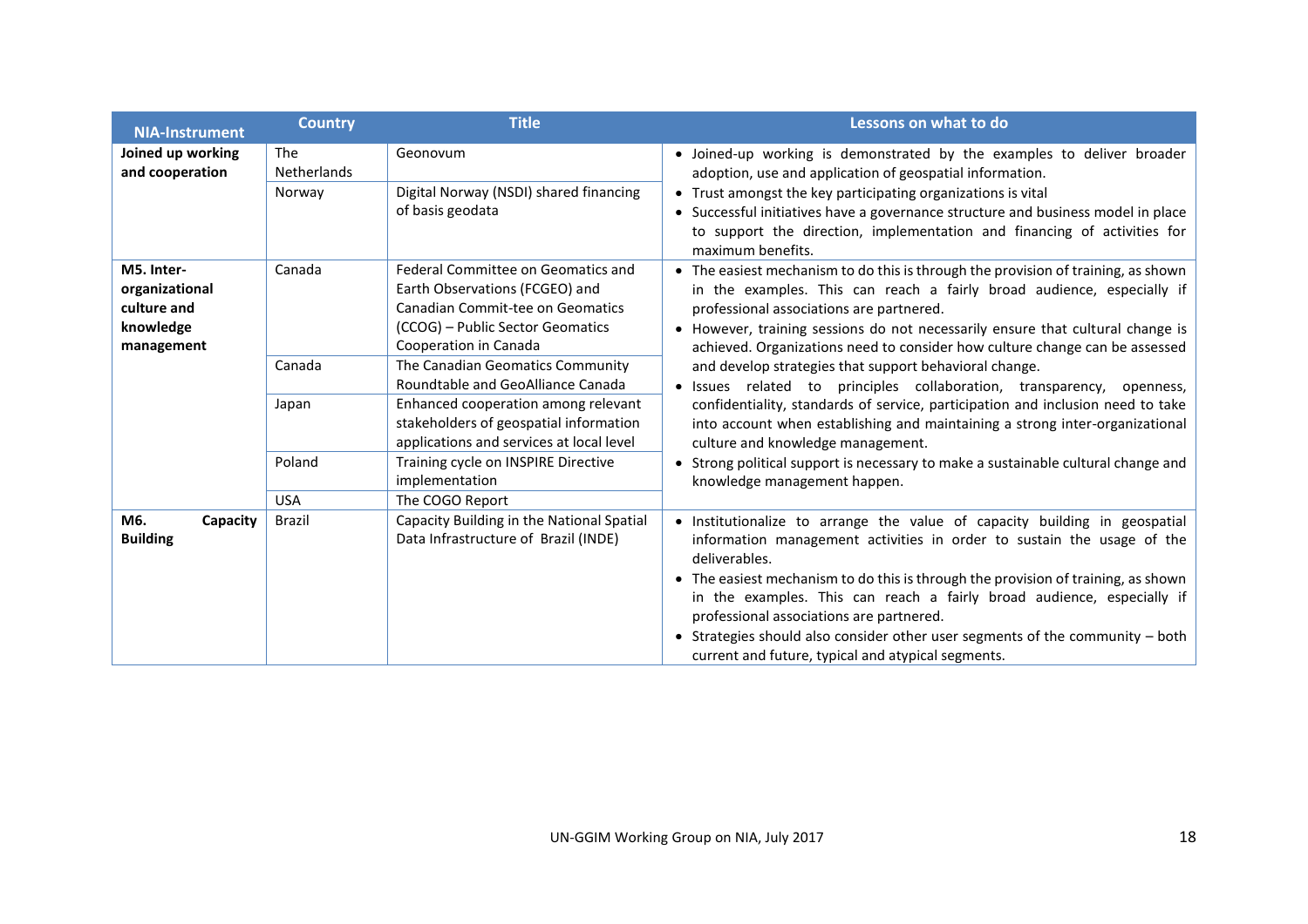| NIA-Instrument | Country | Title | Lessons on what to do |
|---|---|---|---|
| **Joined up working and cooperation** | The Netherlands | Geonovum | • Joined-up working is demonstrated by the examples to deliver broader adoption, use and application of geospatial information.<br>• Trust amongst the key participating organizations is vital<br>• Successful initiatives have a governance structure and business model in place to support the direction, implementation and financing of activities for maximum benefits. |
| | Norway | Digital Norway (NSDI) shared financing of basis geodata | |
| **M5. Inter-organizational culture and knowledge management** | Canada | Federal Committee on Geomatics and Earth Observations (FCGEO) and Canadian Commit-tee on Geomatics (CCOG) – Public Sector Geomatics Cooperation in Canada | • The easiest mechanism to do this is through the provision of training, as shown in the examples. This can reach a fairly broad audience, especially if professional associations are partnered.<br>• However, training sessions do not necessarily ensure that cultural change is achieved. Organizations need to consider how culture change can be assessed and develop strategies that support behavioral change.<br>• Issues related to principles collaboration, transparency, openness, confidentiality, standards of service, participation and inclusion need to take into account when establishing and maintaining a strong inter-organizational culture and knowledge management.<br>• Strong political support is necessary to make a sustainable cultural change and knowledge management happen. |
| | Canada | The Canadian Geomatics Community Roundtable and GeoAlliance Canada | |
| | Japan | Enhanced cooperation among relevant stakeholders of geospatial information applications and services at local level | |
| | Poland | Training cycle on INSPIRE Directive implementation | |
| | USA | The COGO Report | |
| **M6. Capacity Building** | Brazil | Capacity Building in the National Spatial Data Infrastructure of Brazil (INDE) | • Institutionalize to arrange the value of capacity building in geospatial information management activities in order to sustain the usage of the deliverables.<br>• The easiest mechanism to do this is through the provision of training, as shown in the examples. This can reach a fairly broad audience, especially if professional associations are partnered.<br>• Strategies should also consider other user segments of the community – both current and future, typical and atypical segments. |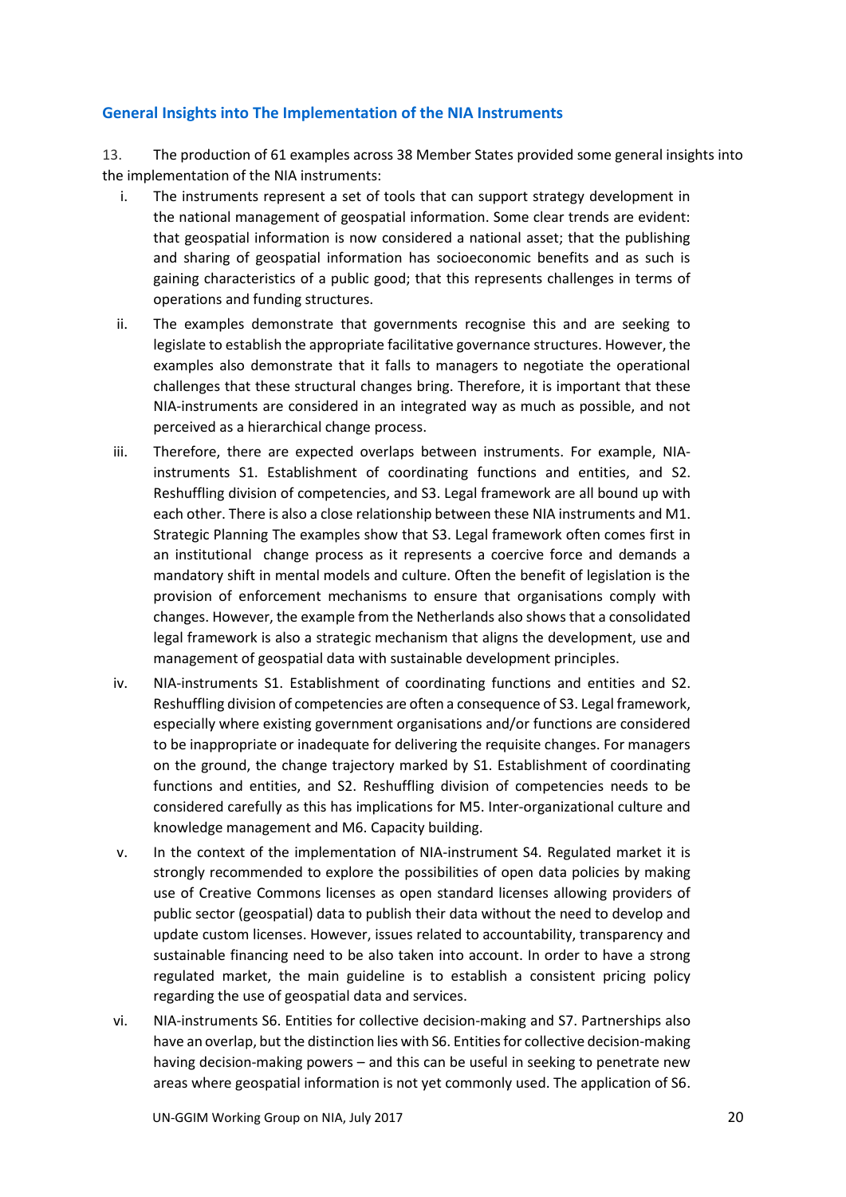## General Insights into The Implementation of the NIA Instruments

13. The production of 61 examples across 38 Member States provided some general insights into the implementation of the NIA instruments:

i. The instruments represent a set of tools that can support strategy development in the national management of geospatial information. Some clear trends are evident: that geospatial information is now considered a national asset; that the publishing and sharing of geospatial information has socioeconomic benefits and as such is gaining characteristics of a public good; that this represents challenges in terms of operations and funding structures.

ii. The examples demonstrate that governments recognise this and are seeking to legislate to establish the appropriate facilitative governance structures. However, the examples also demonstrate that it falls to managers to negotiate the operational challenges that these structural changes bring. Therefore, it is important that these NIA-instruments are considered in an integrated way as much as possible, and not perceived as a hierarchical change process.

iii. Therefore, there are expected overlaps between instruments. For example, NIA-instruments S1. Establishment of coordinating functions and entities, and S2. Reshuffling division of competencies, and S3. Legal framework are all bound up with each other. There is also a close relationship between these NIA instruments and M1. Strategic Planning The examples show that S3. Legal framework often comes first in an institutional change process as it represents a coercive force and demands a mandatory shift in mental models and culture. Often the benefit of legislation is the provision of enforcement mechanisms to ensure that organisations comply with changes. However, the example from the Netherlands also shows that a consolidated legal framework is also a strategic mechanism that aligns the development, use and management of geospatial data with sustainable development principles.

iv. NIA-instruments S1. Establishment of coordinating functions and entities and S2. Reshuffling division of competencies are often a consequence of S3. Legal framework, especially where existing government organisations and/or functions are considered to be inappropriate or inadequate for delivering the requisite changes. For managers on the ground, the change trajectory marked by S1. Establishment of coordinating functions and entities, and S2. Reshuffling division of competencies needs to be considered carefully as this has implications for M5. Inter-organizational culture and knowledge management and M6. Capacity building.

v. In the context of the implementation of NIA-instrument S4. Regulated market it is strongly recommended to explore the possibilities of open data policies by making use of Creative Commons licenses as open standard licenses allowing providers of public sector (geospatial) data to publish their data without the need to develop and update custom licenses. However, issues related to accountability, transparency and sustainable financing need to be also taken into account. In order to have a strong regulated market, the main guideline is to establish a consistent pricing policy regarding the use of geospatial data and services.

vi. NIA-instruments S6. Entities for collective decision-making and S7. Partnerships also have an overlap, but the distinction lies with S6. Entities for collective decision-making having decision-making powers – and this can be useful in seeking to penetrate new areas where geospatial information is not yet commonly used. The application of S6.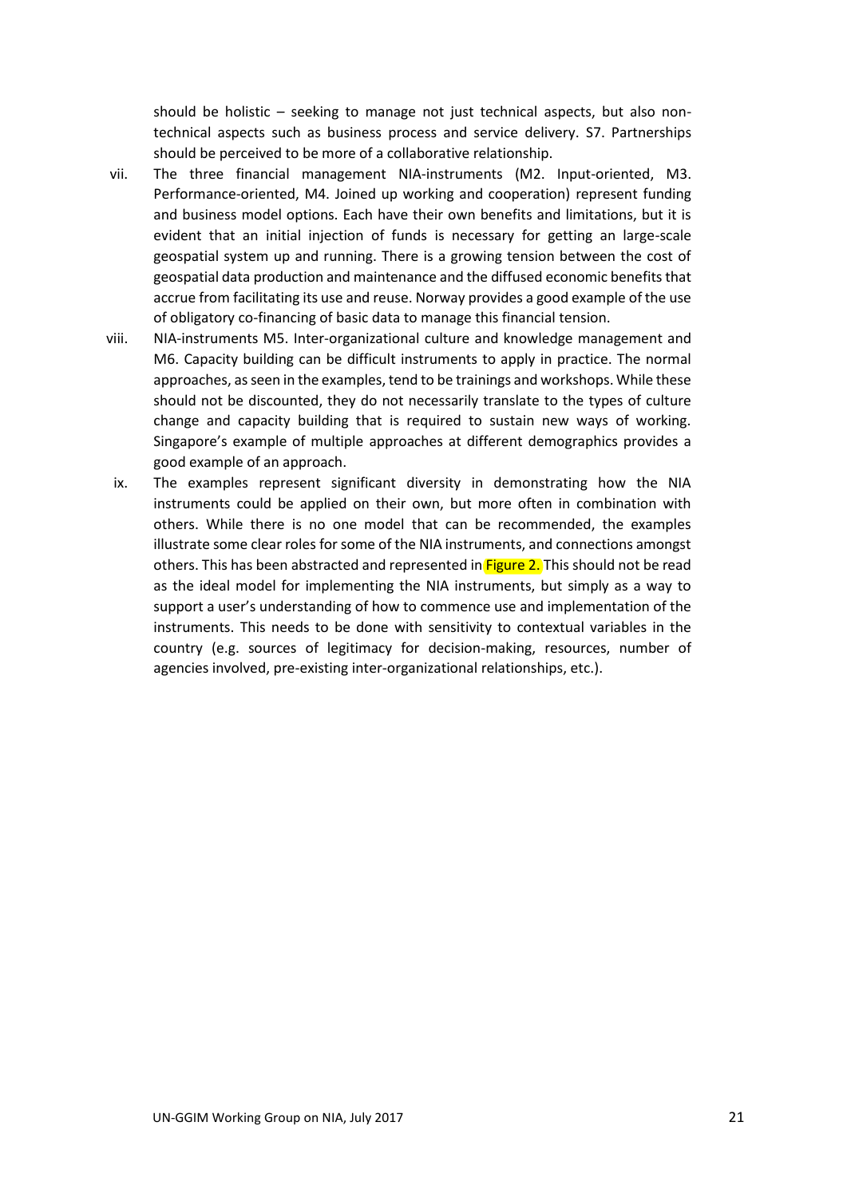should be holistic – seeking to manage not just technical aspects, but also non-technical aspects such as business process and service delivery. S7. Partnerships should be perceived to be more of a collaborative relationship.

vii. The three financial management NIA-instruments (M2. Input-oriented, M3. Performance-oriented, M4. Joined up working and cooperation) represent funding and business model options. Each have their own benefits and limitations, but it is evident that an initial injection of funds is necessary for getting an large-scale geospatial system up and running. There is a growing tension between the cost of geospatial data production and maintenance and the diffused economic benefits that accrue from facilitating its use and reuse. Norway provides a good example of the use of obligatory co-financing of basic data to manage this financial tension.

viii. NIA-instruments M5. Inter-organizational culture and knowledge management and M6. Capacity building can be difficult instruments to apply in practice. The normal approaches, as seen in the examples, tend to be trainings and workshops. While these should not be discounted, they do not necessarily translate to the types of culture change and capacity building that is required to sustain new ways of working. Singapore's example of multiple approaches at different demographics provides a good example of an approach.

ix. The examples represent significant diversity in demonstrating how the NIA instruments could be applied on their own, but more often in combination with others. While there is no one model that can be recommended, the examples illustrate some clear roles for some of the NIA instruments, and connections amongst others. This has been abstracted and represented in Figure 2. This should not be read as the ideal model for implementing the NIA instruments, but simply as a way to support a user's understanding of how to commence use and implementation of the instruments. This needs to be done with sensitivity to contextual variables in the country (e.g. sources of legitimacy for decision-making, resources, number of agencies involved, pre-existing inter-organizational relationships, etc.).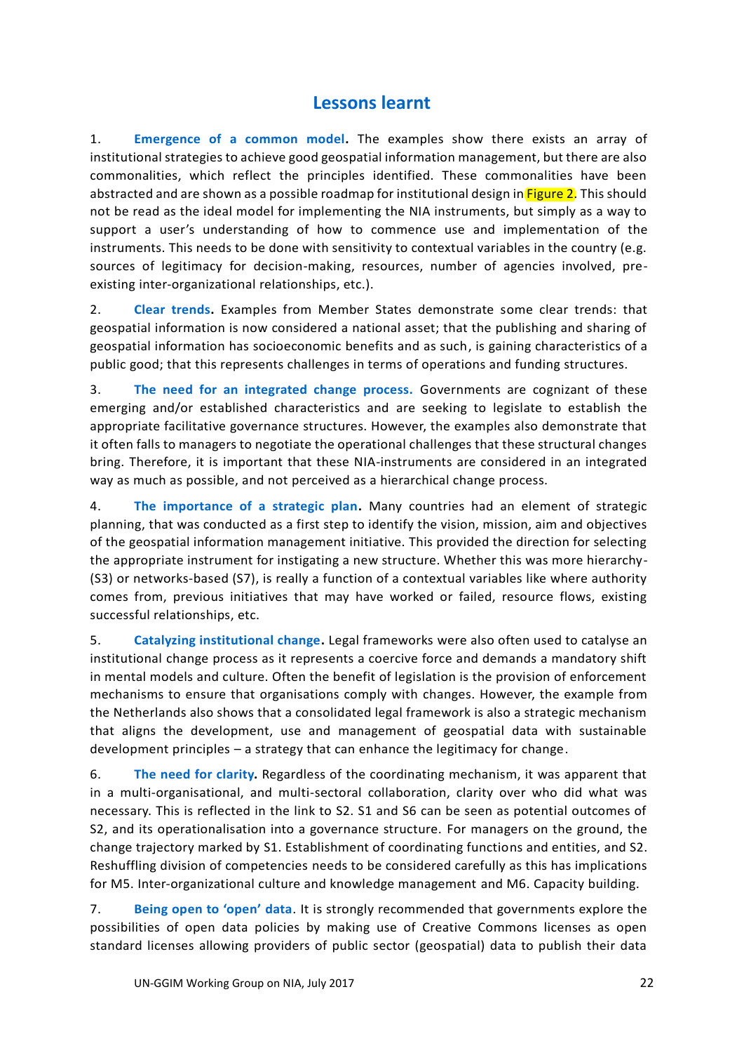## Lessons learnt

1. **Emergence of a common model.** The examples show there exists an array of institutional strategies to achieve good geospatial information management, but there are also commonalities, which reflect the principles identified. These commonalities have been abstracted and are shown as a possible roadmap for institutional design in Figure 2. This should not be read as the ideal model for implementing the NIA instruments, but simply as a way to support a user's understanding of how to commence use and implementation of the instruments. This needs to be done with sensitivity to contextual variables in the country (e.g. sources of legitimacy for decision-making, resources, number of agencies involved, pre-existing inter-organizational relationships, etc.).

2. **Clear trends.** Examples from Member States demonstrate some clear trends: that geospatial information is now considered a national asset; that the publishing and sharing of geospatial information has socioeconomic benefits and as such, is gaining characteristics of a public good; that this represents challenges in terms of operations and funding structures.

3. **The need for an integrated change process.** Governments are cognizant of these emerging and/or established characteristics and are seeking to legislate to establish the appropriate facilitative governance structures. However, the examples also demonstrate that it often falls to managers to negotiate the operational challenges that these structural changes bring. Therefore, it is important that these NIA-instruments are considered in an integrated way as much as possible, and not perceived as a hierarchical change process.

4. **The importance of a strategic plan.** Many countries had an element of strategic planning, that was conducted as a first step to identify the vision, mission, aim and objectives of the geospatial information management initiative. This provided the direction for selecting the appropriate instrument for instigating a new structure. Whether this was more hierarchy- (S3) or networks-based (S7), is really a function of a contextual variables like where authority comes from, previous initiatives that may have worked or failed, resource flows, existing successful relationships, etc.

5. **Catalyzing institutional change.** Legal frameworks were also often used to catalyse an institutional change process as it represents a coercive force and demands a mandatory shift in mental models and culture. Often the benefit of legislation is the provision of enforcement mechanisms to ensure that organisations comply with changes. However, the example from the Netherlands also shows that a consolidated legal framework is also a strategic mechanism that aligns the development, use and management of geospatial data with sustainable development principles – a strategy that can enhance the legitimacy for change.

6. **The need for clarity.** Regardless of the coordinating mechanism, it was apparent that in a multi-organisational, and multi-sectoral collaboration, clarity over who did what was necessary. This is reflected in the link to S2. S1 and S6 can be seen as potential outcomes of S2, and its operationalisation into a governance structure. For managers on the ground, the change trajectory marked by S1. Establishment of coordinating functions and entities, and S2. Reshuffling division of competencies needs to be considered carefully as this has implications for M5. Inter-organizational culture and knowledge management and M6. Capacity building.

7. **Being open to 'open' data.** It is strongly recommended that governments explore the possibilities of open data policies by making use of Creative Commons licenses as open standard licenses allowing providers of public sector (geospatial) data to publish their data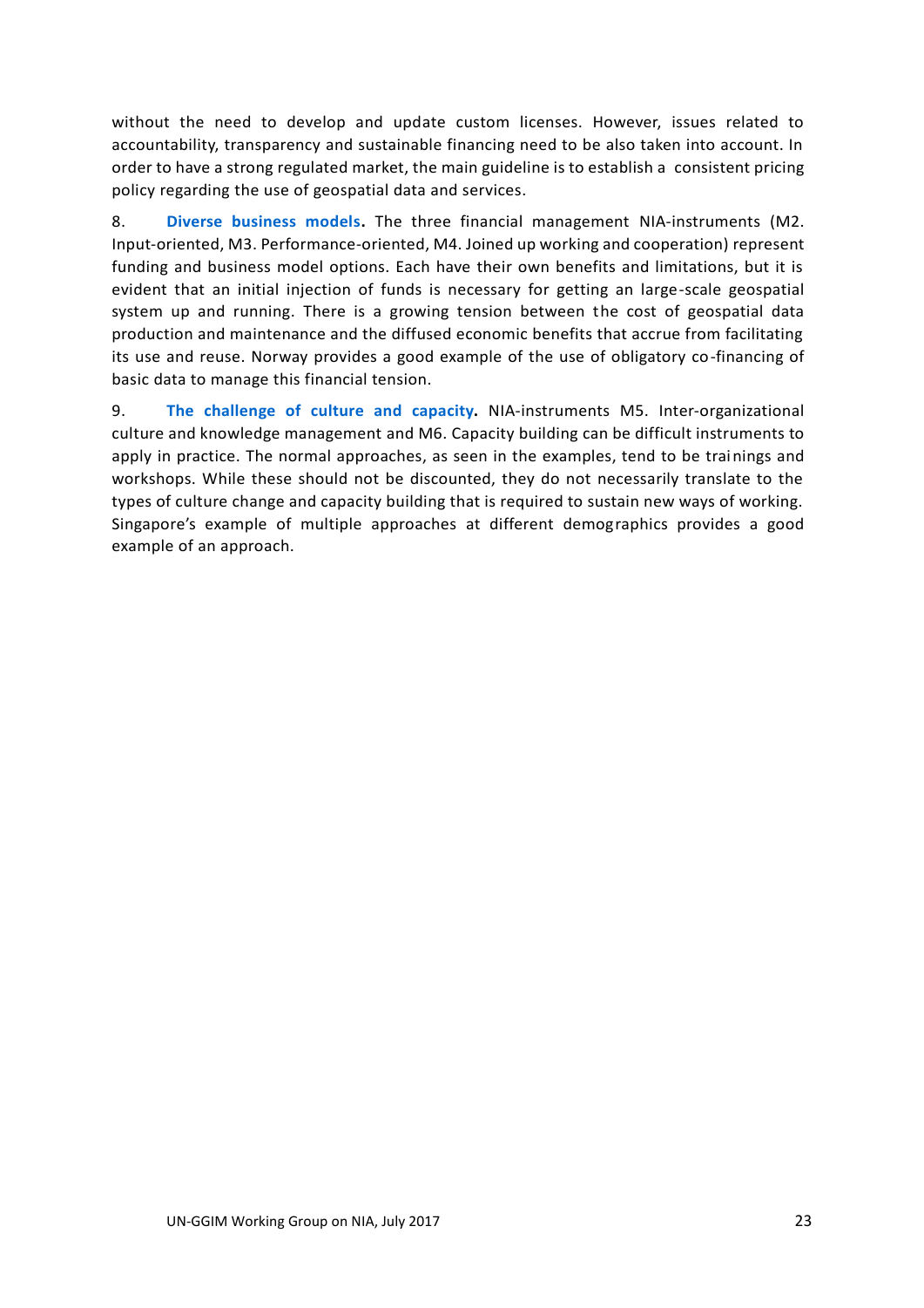without the need to develop and update custom licenses. However, issues related to accountability, transparency and sustainable financing need to be also taken into account. In order to have a strong regulated market, the main guideline is to establish a consistent pricing policy regarding the use of geospatial data and services.

8. **Diverse business models.** The three financial management NIA-instruments (M2. Input-oriented, M3. Performance-oriented, M4. Joined up working and cooperation) represent funding and business model options. Each have their own benefits and limitations, but it is evident that an initial injection of funds is necessary for getting an large-scale geospatial system up and running. There is a growing tension between the cost of geospatial data production and maintenance and the diffused economic benefits that accrue from facilitating its use and reuse. Norway provides a good example of the use of obligatory co-financing of basic data to manage this financial tension.

9. **The challenge of culture and capacity.** NIA-instruments M5. Inter-organizational culture and knowledge management and M6. Capacity building can be difficult instruments to apply in practice. The normal approaches, as seen in the examples, tend to be trainings and workshops. While these should not be discounted, they do not necessarily translate to the types of culture change and capacity building that is required to sustain new ways of working. Singapore's example of multiple approaches at different demographics provides a good example of an approach.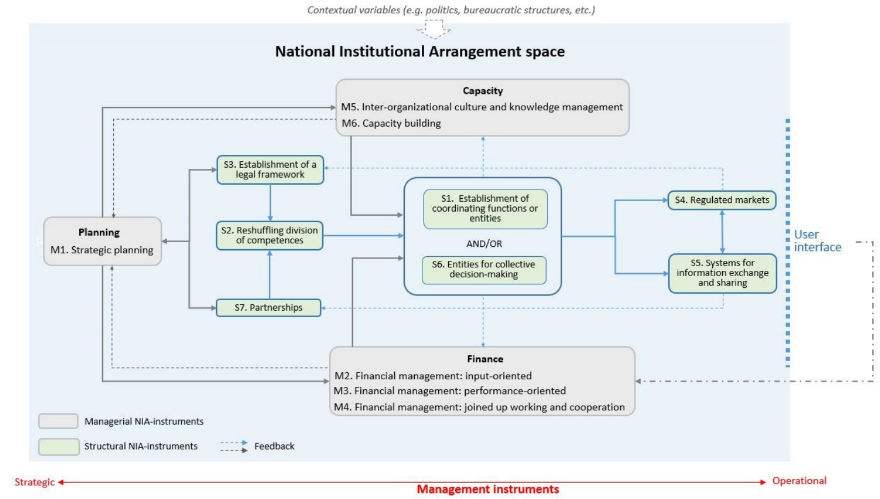Contextual variables (e.g. politics, bureaucratic structures, etc.)

National Institutional Arrangement space

Capacity
M5. Inter-organizational culture and knowledge management
M6. Capacity building

Planning
M1. Strategic planning

S3. Establishment of a legal framework

S2. Reshuffling division of competences

S7. Partnerships

S1. Establishment of coordinating functions or entities

AND/OR

S6. Entities for collective decision-making

S4. Regulated markets

S5. Systems for information exchange and sharing

User interface

Finance
M2. Financial management: input-oriented
M3. Financial management: performance-oriented
M4. Financial management: joined up working and cooperation

Managerial NIA-instruments

Structural NIA-instruments

Feedback

Strategic

Management instruments

Operational